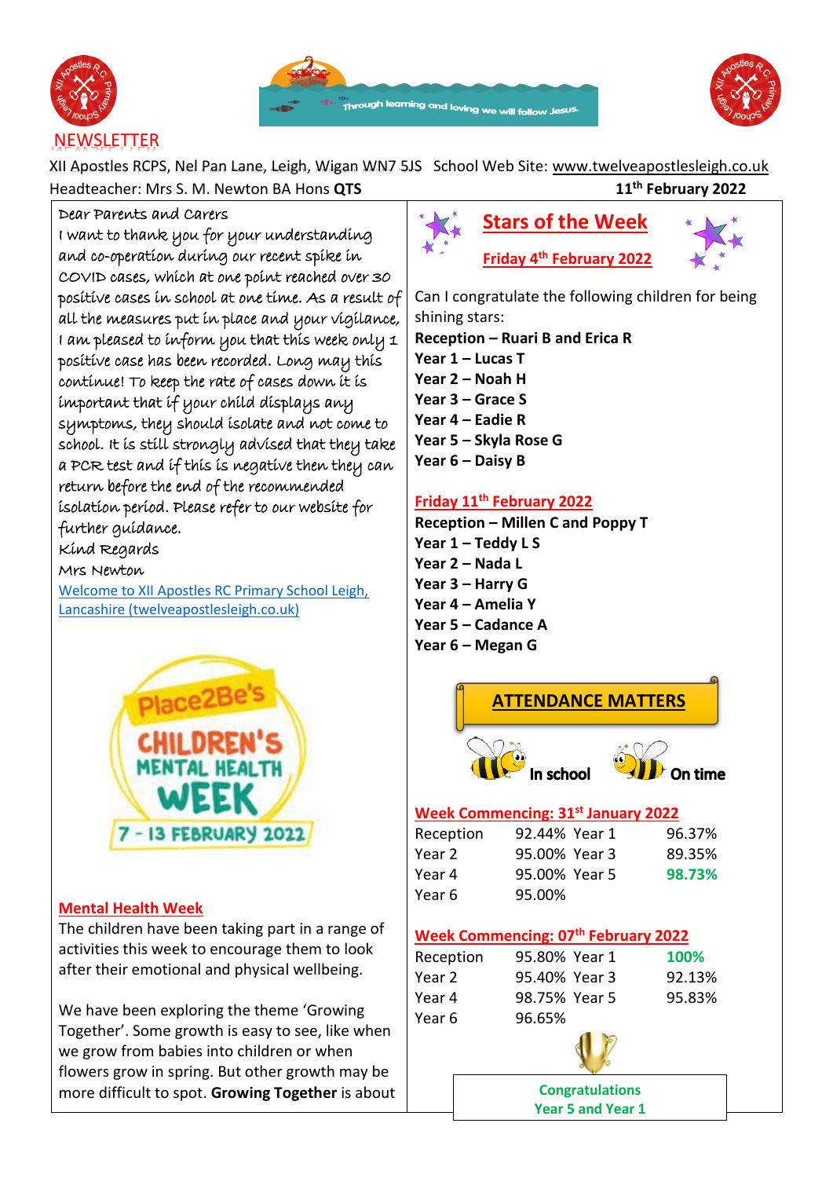# NEWSLETTER

Through learning and loving we will follow Jesus.

XII Apostles RCPS, Nel Pan Lane, Leigh, Wigan WN7 5JS School Web Site: www.twelveapostlesleigh.co.uk

Headteacher: Mrs S. M. Newton BA Hons **QTS**

**11th February 2022**

Dear Parents and Carers

I want to thank you for your understanding and co-operation during our recent spike in COVID cases, which at one point reached over 30 positive cases in school at one time. As a result of all the measures put in place and your vigilance, I am pleased to inform you that this week only 1 positive case has been recorded. Long may this continue! To keep the rate of cases down it is important that if your child displays any symptoms, they should isolate and not come to school. It is still strongly advised that they take a PCR test and if this is negative then they can return before the end of the recommended isolation period. Please refer to our website for further guidance.

Kind Regards

Mrs Newton

[Welcome to XII Apostles RC Primary School Leigh, Lancashire (twelveapostlesleigh.co.uk)](https://www.twelveapostlesleigh.co.uk)

Place2Be's CHILDREN'S MENTAL HEALTH WEEK 7 - 13 FEBRUARY 2022

## Mental Health Week

The children have been taking part in a range of activities this week to encourage them to look after their emotional and physical wellbeing.

We have been exploring the theme 'Growing Together'. Some growth is easy to see, like when we grow from babies into children or when flowers grow in spring. But other growth may be more difficult to spot. **Growing Together** is about

## Stars of the Week

### Friday 4th February 2022

Can I congratulate the following children for being shining stars:

**Reception – Ruari B and Erica R**
**Year 1 – Lucas T**
**Year 2 – Noah H**
**Year 3 – Grace S**
**Year 4 – Eadie R**
**Year 5 – Skyla Rose G**
**Year 6 – Daisy B**

### Friday 11th February 2022

**Reception – Millen C and Poppy T**
**Year 1 – Teddy L S**
**Year 2 – Nada L**
**Year 3 – Harry G**
**Year 4 – Amelia Y**
**Year 5 – Cadance A**
**Year 6 – Megan G**

## ATTENDANCE MATTERS

**In school** **On time**

### Week Commencing: 31st January 2022

| | | | |
|---|---|---|---|
| Reception | 92.44% | Year 1 | 96.37% |
| Year 2 | 95.00% | Year 3 | 89.35% |
| Year 4 | 95.00% | Year 5 | **98.73%** |
| Year 6 | 95.00% | | |

### Week Commencing: 07th February 2022

| | | | |
|---|---|---|---|
| Reception | 95.80% | Year 1 | **100%** |
| Year 2 | 95.40% | Year 3 | 92.13% |
| Year 4 | 98.75% | Year 5 | 95.83% |
| Year 6 | 96.65% | | |

**Congratulations Year 5 and Year 1**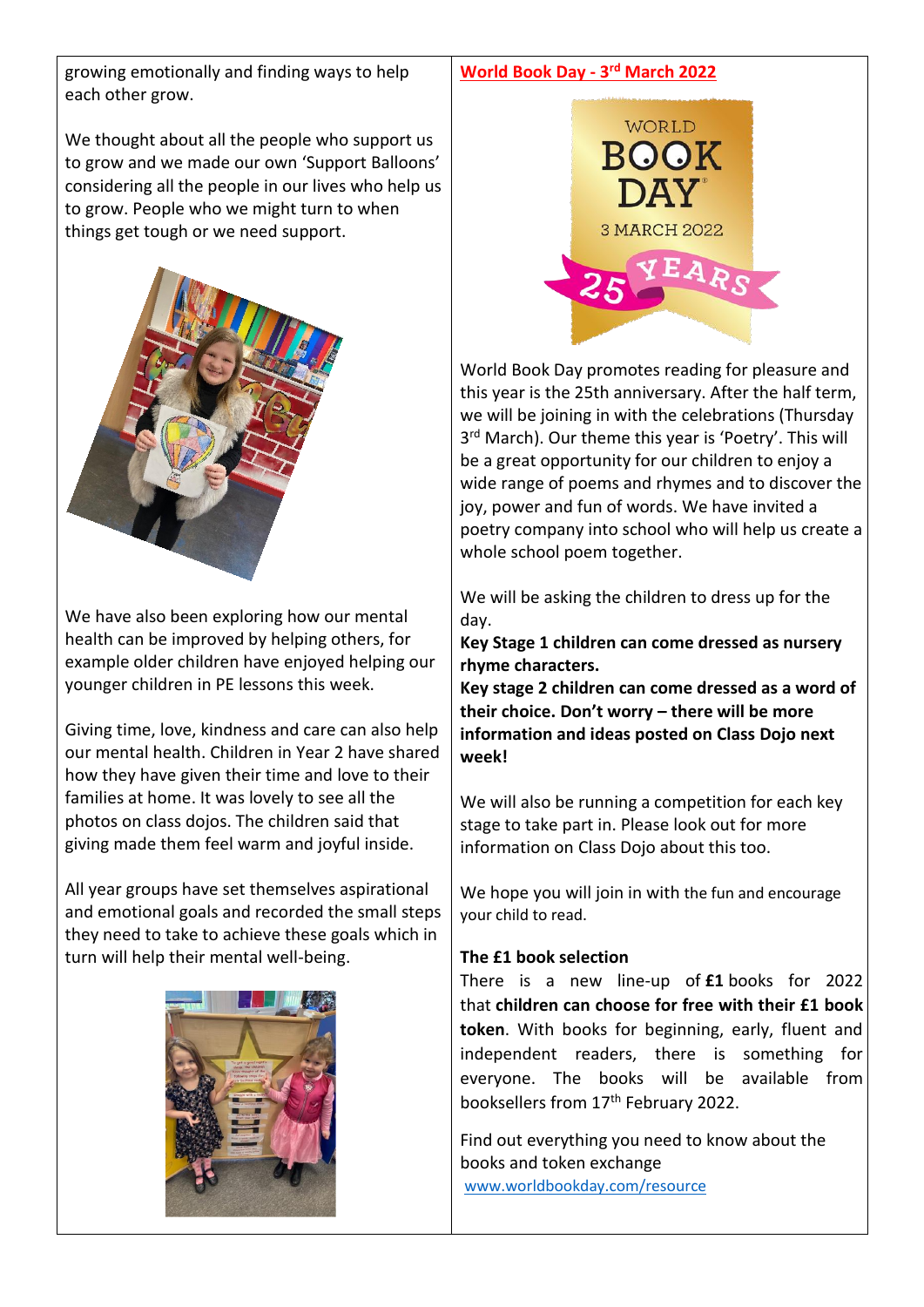growing emotionally and finding ways to help each other grow.

We thought about all the people who support us to grow and we made our own 'Support Balloons' considering all the people in our lives who help us to grow. People who we might turn to when things get tough or we need support.

We have also been exploring how our mental health can be improved by helping others, for example older children have enjoyed helping our younger children in PE lessons this week.

Giving time, love, kindness and care can also help our mental health. Children in Year 2 have shared how they have given their time and love to their families at home. It was lovely to see all the photos on class dojos. The children said that giving made them feel warm and joyful inside.

All year groups have set themselves aspirational and emotional goals and recorded the small steps they need to take to achieve these goals which in turn will help their mental well-being.

## World Book Day - 3rd March 2022

World Book Day promotes reading for pleasure and this year is the 25th anniversary. After the half term, we will be joining in with the celebrations (Thursday 3rd March). Our theme this year is 'Poetry'. This will be a great opportunity for our children to enjoy a wide range of poems and rhymes and to discover the joy, power and fun of words. We have invited a poetry company into school who will help us create a whole school poem together.

We will be asking the children to dress up for the day.

**Key Stage 1 children can come dressed as nursery rhyme characters.**

**Key stage 2 children can come dressed as a word of their choice. Don't worry – there will be more information and ideas posted on Class Dojo next week!**

We will also be running a competition for each key stage to take part in. Please look out for more information on Class Dojo about this too.

We hope you will join in with the fun and encourage your child to read.

**The £1 book selection**

There is a new line-up of **£1** books for 2022 that **children can choose for free with their £1 book token**. With books for beginning, early, fluent and independent readers, there is something for everyone. The books will be available from booksellers from 17th February 2022.

Find out everything you need to know about the books and token exchange
www.worldbookday.com/resource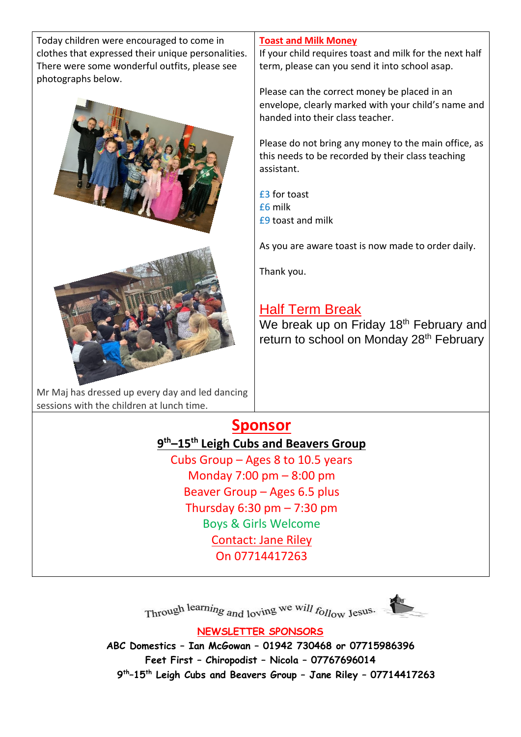Today children were encouraged to come in clothes that expressed their unique personalities. There were some wonderful outfits, please see photographs below.

Mr Maj has dressed up every day and led dancing sessions with the children at lunch time.

**Toast and Milk Money**

If your child requires toast and milk for the next half term, please can you send it into school asap.

Please can the correct money be placed in an envelope, clearly marked with your child's name and handed into their class teacher.

Please do not bring any money to the main office, as this needs to be recorded by their class teaching assistant.

£3 for toast
£6 milk
£9 toast and milk

As you are aware toast is now made to order daily.

Thank you.

## Half Term Break

We break up on Friday 18th February and return to school on Monday 28th February

## Sponsor

**9th–15th Leigh Cubs and Beavers Group**

Cubs Group – Ages 8 to 10.5 years
Monday 7:00 pm – 8:00 pm
Beaver Group – Ages 6.5 plus
Thursday 6:30 pm – 7:30 pm
Boys & Girls Welcome
Contact: Jane Riley
On 07714417263

Through learning and loving we will follow Jesus.

**NEWSLETTER SPONSORS**

**ABC Domestics – Ian McGowan – 01942 730468 or 07715986396**
**Feet First – Chiropodist – Nicola – 07767696014**
**9th-15th Leigh Cubs and Beavers Group – Jane Riley – 07714417263**